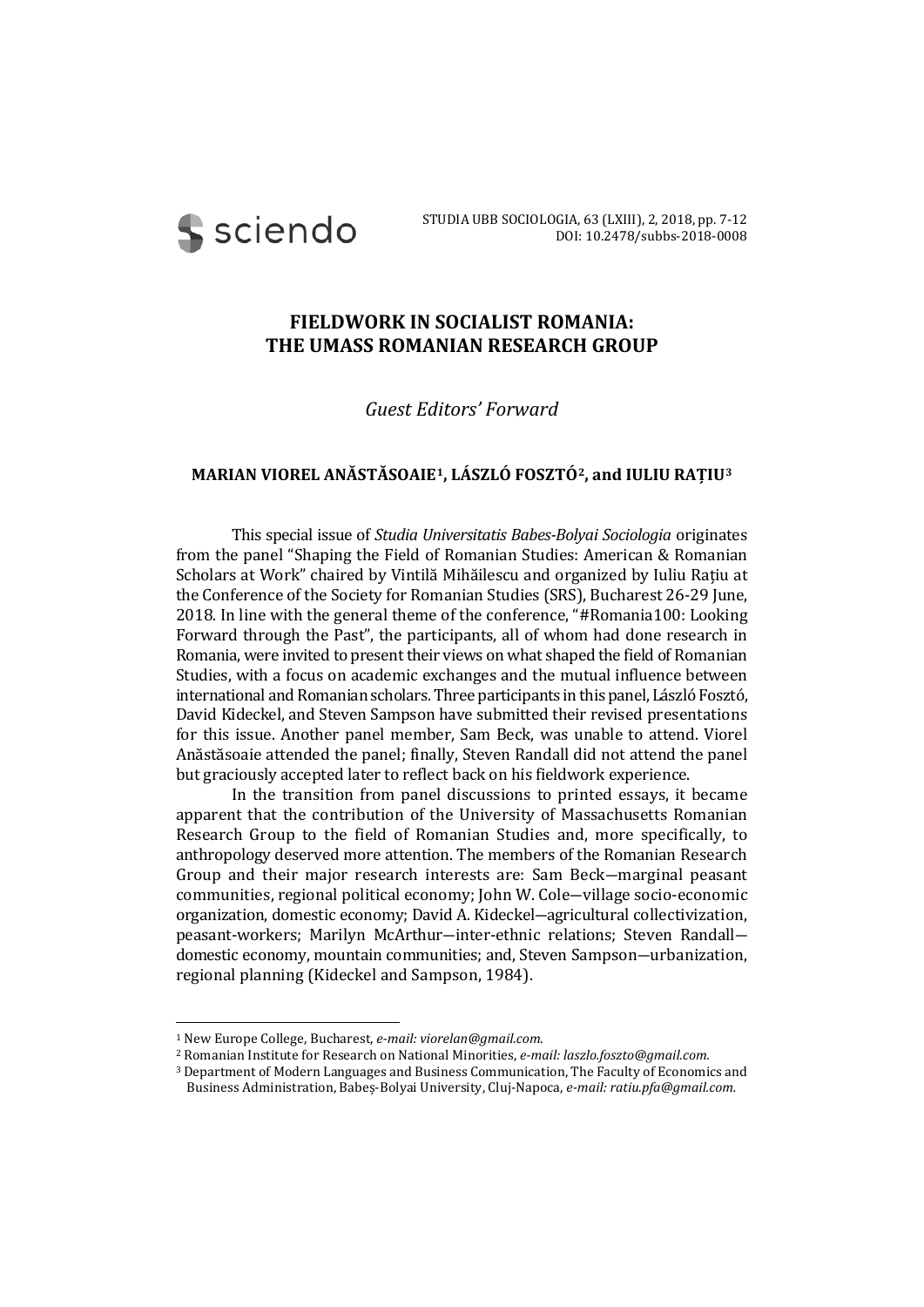# FIELDWORK IN SOCIALIST ROMANIA: THE UMASS ROMANIAN RESEARCH GROUP

*Guest Editors' Forward*

**MARIAN VIOREL ANĂSTĂSOAIE[1], LÁSZLÓ FOSZTÓ[2], and IULIU RAȚIU[3]**

This special issue of *Studia Universitatis Babes-Bolyai Sociologia* originates from the panel "Shaping the Field of Romanian Studies: American & Romanian Scholars at Work" chaired by Vintilă Mihăilescu and organized by Iuliu Rațiu at the Conference of the Society for Romanian Studies (SRS), Bucharest 26-29 June, 2018. In line with the general theme of the conference, "#Romania100: Looking Forward through the Past", the participants, all of whom had done research in Romania, were invited to present their views on what shaped the field of Romanian Studies, with a focus on academic exchanges and the mutual influence between international and Romanian scholars. Three participants in this panel, László Fosztó, David Kideckel, and Steven Sampson have submitted their revised presentations for this issue. Another panel member, Sam Beck, was unable to attend. Viorel Anăstăsoaie attended the panel; finally, Steven Randall did not attend the panel but graciously accepted later to reflect back on his fieldwork experience.

In the transition from panel discussions to printed essays, it became apparent that the contribution of the University of Massachusetts Romanian Research Group to the field of Romanian Studies and, more specifically, to anthropology deserved more attention. The members of the Romanian Research Group and their major research interests are: Sam Beck—marginal peasant communities, regional political economy; John W. Cole—village socio-economic organization, domestic economy; David A. Kideckel—agricultural collectivization, peasant-workers; Marilyn McArthur—inter-ethnic relations; Steven Randall—domestic economy, mountain communities; and, Steven Sampson—urbanization, regional planning (Kideckel and Sampson, 1984).

---

[1] New Europe College, Bucharest, *e-mail: viorelan@gmail.com*.

[2] Romanian Institute for Research on National Minorities, *e-mail: laszlo.foszto@gmail.com.*

[3] Department of Modern Languages and Business Communication, The Faculty of Economics and Business Administration, Babeș-Bolyai University, Cluj-Napoca, *e-mail: ratiu.pfa@gmail.com.*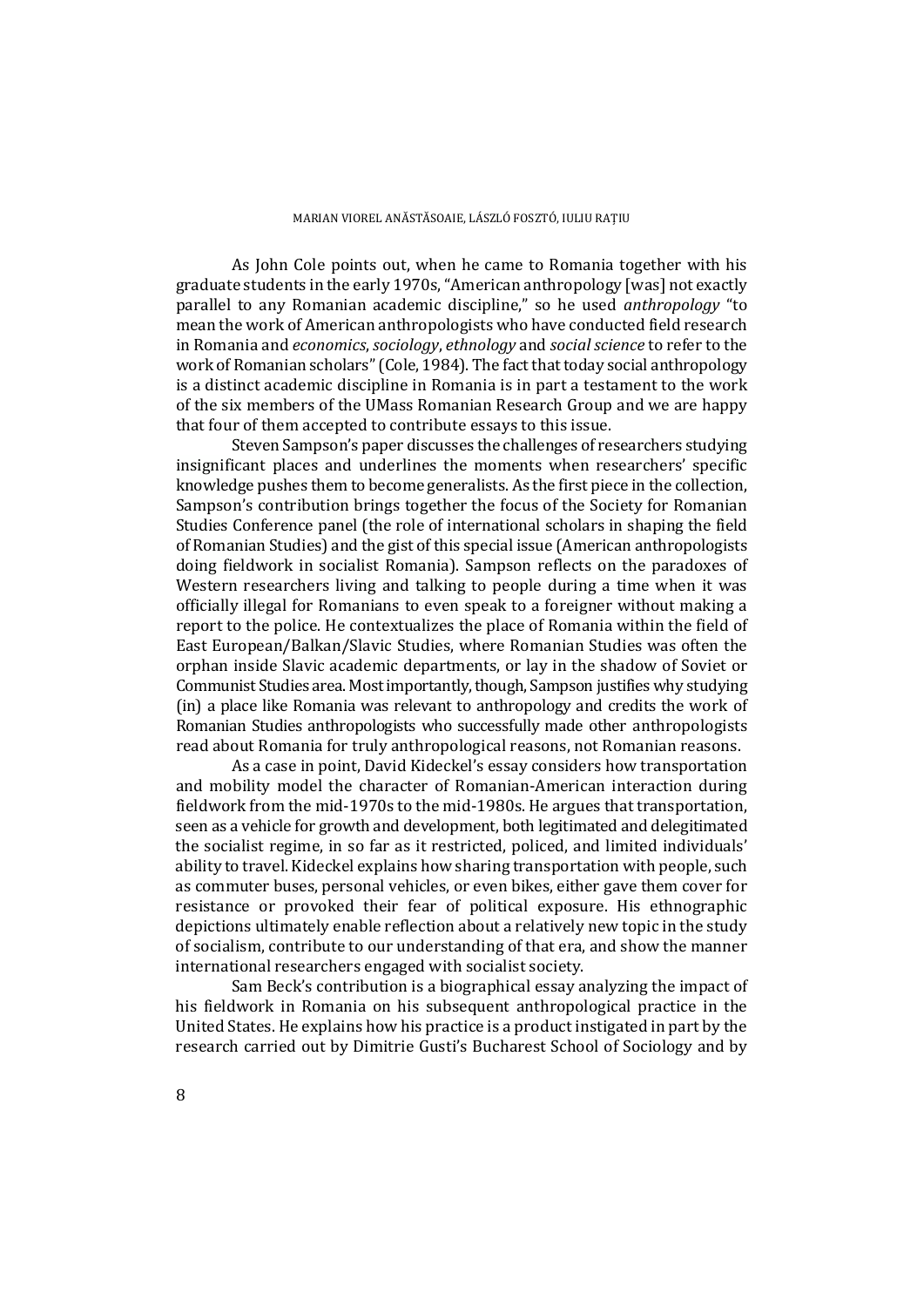As John Cole points out, when he came to Romania together with his graduate students in the early 1970s, "American anthropology [was] not exactly parallel to any Romanian academic discipline," so he used *anthropology* "to mean the work of American anthropologists who have conducted field research in Romania and *economics*, *sociology*, *ethnology* and *social science* to refer to the work of Romanian scholars" (Cole, 1984). The fact that today social anthropology is a distinct academic discipline in Romania is in part a testament to the work of the six members of the UMass Romanian Research Group and we are happy that four of them accepted to contribute essays to this issue.

Steven Sampson's paper discusses the challenges of researchers studying insignificant places and underlines the moments when researchers' specific knowledge pushes them to become generalists. As the first piece in the collection, Sampson's contribution brings together the focus of the Society for Romanian Studies Conference panel (the role of international scholars in shaping the field of Romanian Studies) and the gist of this special issue (American anthropologists doing fieldwork in socialist Romania). Sampson reflects on the paradoxes of Western researchers living and talking to people during a time when it was officially illegal for Romanians to even speak to a foreigner without making a report to the police. He contextualizes the place of Romania within the field of East European/Balkan/Slavic Studies, where Romanian Studies was often the orphan inside Slavic academic departments, or lay in the shadow of Soviet or Communist Studies area. Most importantly, though, Sampson justifies why studying (in) a place like Romania was relevant to anthropology and credits the work of Romanian Studies anthropologists who successfully made other anthropologists read about Romania for truly anthropological reasons, not Romanian reasons.

As a case in point, David Kideckel's essay considers how transportation and mobility model the character of Romanian-American interaction during fieldwork from the mid-1970s to the mid-1980s. He argues that transportation, seen as a vehicle for growth and development, both legitimated and delegitimated the socialist regime, in so far as it restricted, policed, and limited individuals' ability to travel. Kideckel explains how sharing transportation with people, such as commuter buses, personal vehicles, or even bikes, either gave them cover for resistance or provoked their fear of political exposure. His ethnographic depictions ultimately enable reflection about a relatively new topic in the study of socialism, contribute to our understanding of that era, and show the manner international researchers engaged with socialist society.

Sam Beck's contribution is a biographical essay analyzing the impact of his fieldwork in Romania on his subsequent anthropological practice in the United States. He explains how his practice is a product instigated in part by the research carried out by Dimitrie Gusti's Bucharest School of Sociology and by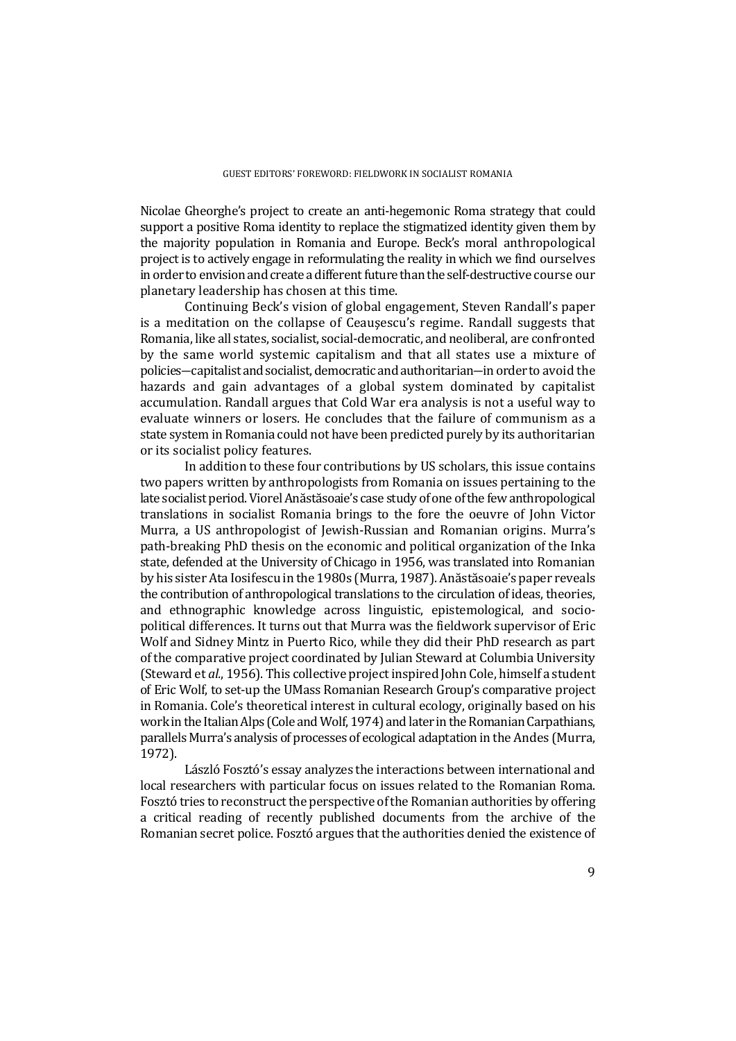Nicolae Gheorghe's project to create an anti-hegemonic Roma strategy that could support a positive Roma identity to replace the stigmatized identity given them by the majority population in Romania and Europe. Beck's moral anthropological project is to actively engage in reformulating the reality in which we find ourselves in order to envision and create a different future than the self-destructive course our planetary leadership has chosen at this time.

Continuing Beck's vision of global engagement, Steven Randall's paper is a meditation on the collapse of Ceaușescu's regime. Randall suggests that Romania, like all states, socialist, social-democratic, and neoliberal, are confronted by the same world systemic capitalism and that all states use a mixture of policies—capitalist and socialist, democratic and authoritarian—in order to avoid the hazards and gain advantages of a global system dominated by capitalist accumulation. Randall argues that Cold War era analysis is not a useful way to evaluate winners or losers. He concludes that the failure of communism as a state system in Romania could not have been predicted purely by its authoritarian or its socialist policy features.

In addition to these four contributions by US scholars, this issue contains two papers written by anthropologists from Romania on issues pertaining to the late socialist period. Viorel Anăstăsoaie's case study of one of the few anthropological translations in socialist Romania brings to the fore the oeuvre of John Victor Murra, a US anthropologist of Jewish-Russian and Romanian origins. Murra's path-breaking PhD thesis on the economic and political organization of the Inka state, defended at the University of Chicago in 1956, was translated into Romanian by his sister Ata Iosifescu in the 1980s (Murra, 1987). Anăstăsoaie's paper reveals the contribution of anthropological translations to the circulation of ideas, theories, and ethnographic knowledge across linguistic, epistemological, and socio-political differences. It turns out that Murra was the fieldwork supervisor of Eric Wolf and Sidney Mintz in Puerto Rico, while they did their PhD research as part of the comparative project coordinated by Julian Steward at Columbia University (Steward et *al*., 1956). This collective project inspired John Cole, himself a student of Eric Wolf, to set-up the UMass Romanian Research Group's comparative project in Romania. Cole's theoretical interest in cultural ecology, originally based on his work in the Italian Alps (Cole and Wolf, 1974) and later in the Romanian Carpathians, parallels Murra's analysis of processes of ecological adaptation in the Andes (Murra, 1972).

László Fosztó's essay analyzes the interactions between international and local researchers with particular focus on issues related to the Romanian Roma. Fosztó tries to reconstruct the perspective of the Romanian authorities by offering a critical reading of recently published documents from the archive of the Romanian secret police. Fosztó argues that the authorities denied the existence of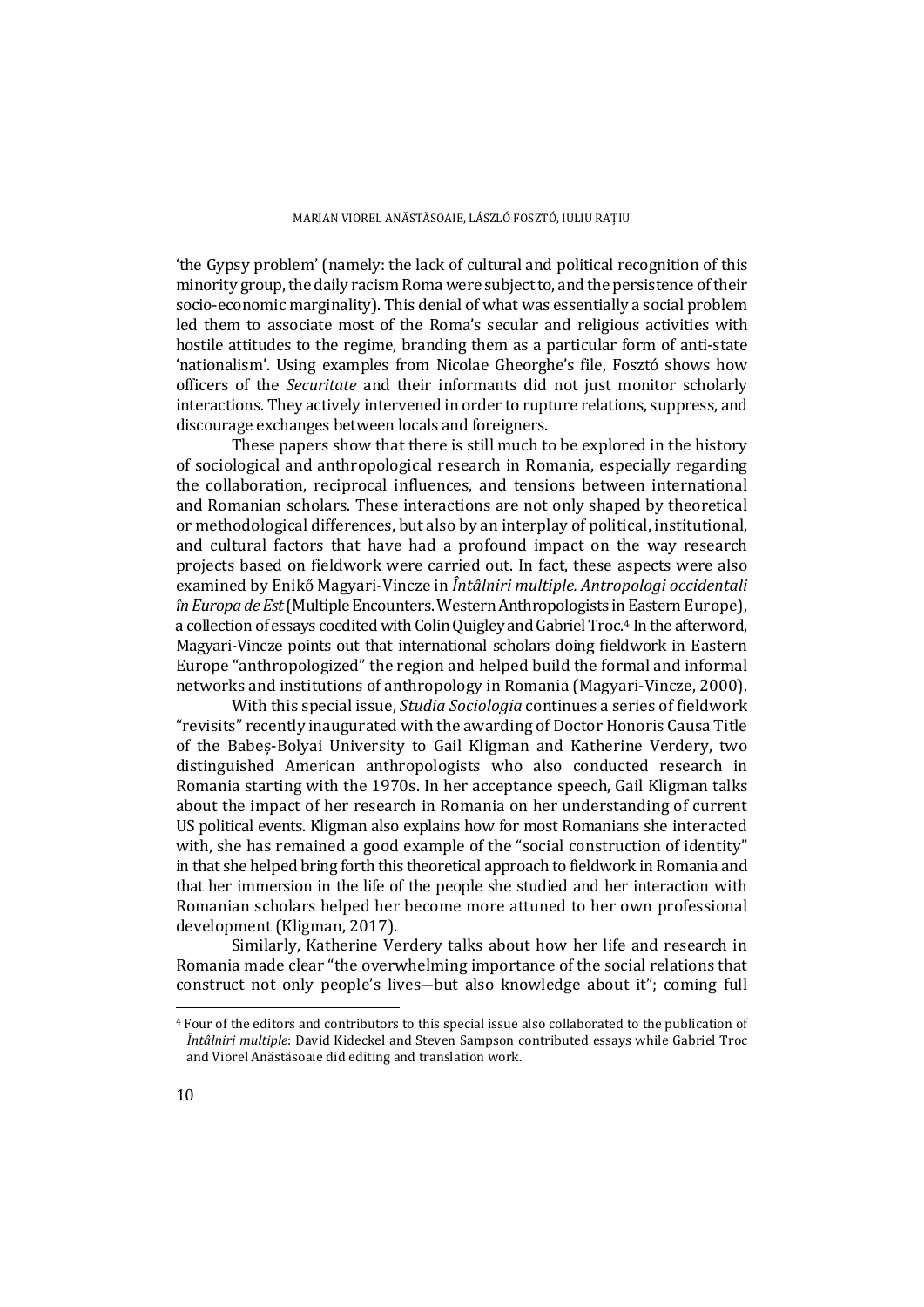'the Gypsy problem' (namely: the lack of cultural and political recognition of this minority group, the daily racism Roma were subject to, and the persistence of their socio-economic marginality). This denial of what was essentially a social problem led them to associate most of the Roma's secular and religious activities with hostile attitudes to the regime, branding them as a particular form of anti-state 'nationalism'. Using examples from Nicolae Gheorghe's file, Fosztó shows how officers of the *Securitate* and their informants did not just monitor scholarly interactions. They actively intervened in order to rupture relations, suppress, and discourage exchanges between locals and foreigners.

These papers show that there is still much to be explored in the history of sociological and anthropological research in Romania, especially regarding the collaboration, reciprocal influences, and tensions between international and Romanian scholars. These interactions are not only shaped by theoretical or methodological differences, but also by an interplay of political, institutional, and cultural factors that have had a profound impact on the way research projects based on fieldwork were carried out. In fact, these aspects were also examined by Enikő Magyari-Vincze in *Întâlniri multiple. Antropologi occidentali în Europa de Est* (Multiple Encounters. Western Anthropologists in Eastern Europe), a collection of essays coedited with Colin Quigley and Gabriel Troc.[4] In the afterword, Magyari-Vincze points out that international scholars doing fieldwork in Eastern Europe "anthropologized" the region and helped build the formal and informal networks and institutions of anthropology in Romania (Magyari-Vincze, 2000).

With this special issue, *Studia Sociologia* continues a series of fieldwork "revisits" recently inaugurated with the awarding of Doctor Honoris Causa Title of the Babeș-Bolyai University to Gail Kligman and Katherine Verdery, two distinguished American anthropologists who also conducted research in Romania starting with the 1970s. In her acceptance speech, Gail Kligman talks about the impact of her research in Romania on her understanding of current US political events. Kligman also explains how for most Romanians she interacted with, she has remained a good example of the "social construction of identity" in that she helped bring forth this theoretical approach to fieldwork in Romania and that her immersion in the life of the people she studied and her interaction with Romanian scholars helped her become more attuned to her own professional development (Kligman, 2017).

Similarly, Katherine Verdery talks about how her life and research in Romania made clear "the overwhelming importance of the social relations that construct not only people's lives—but also knowledge about it"; coming full

---

[4] Four of the editors and contributors to this special issue also collaborated to the publication of *Întâlniri multiple*: David Kideckel and Steven Sampson contributed essays while Gabriel Troc and Viorel Anăstăsoaie did editing and translation work.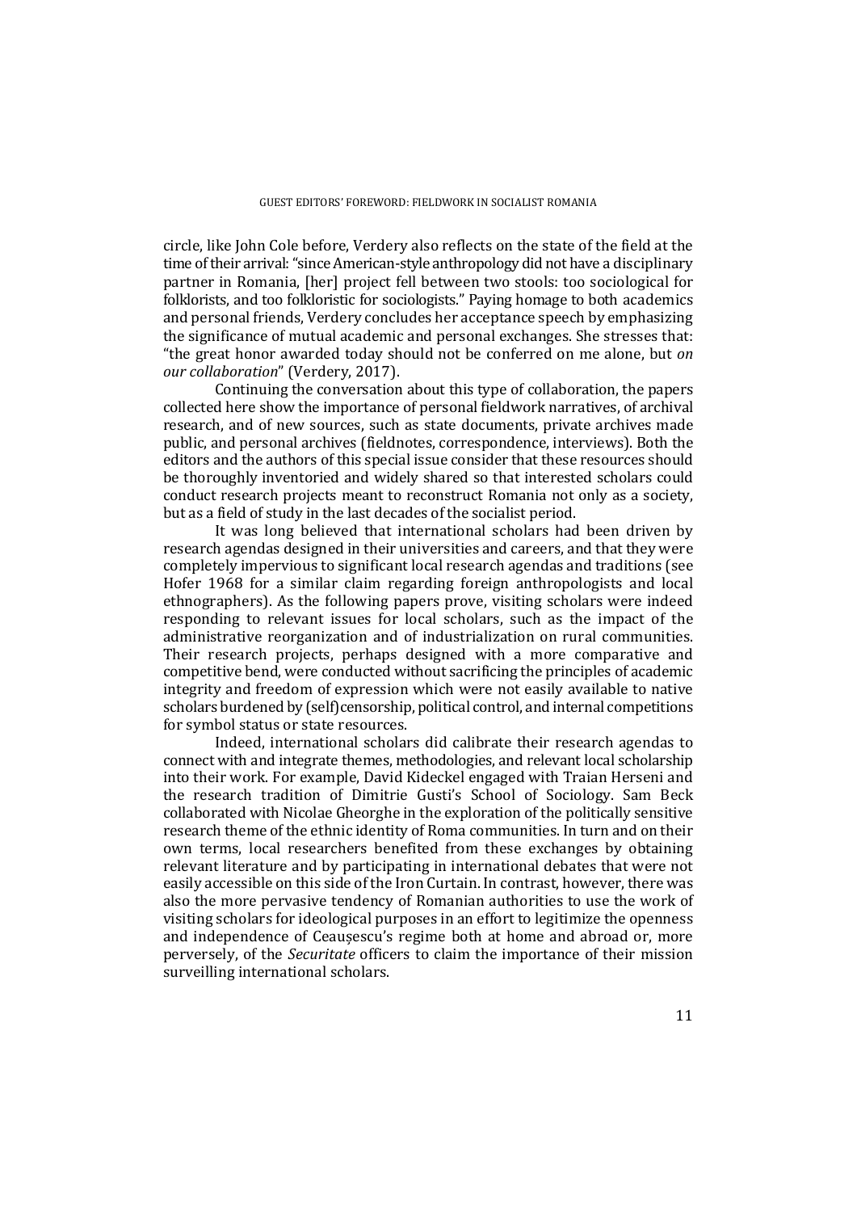circle, like John Cole before, Verdery also reflects on the state of the field at the time of their arrival: "since American-style anthropology did not have a disciplinary partner in Romania, [her] project fell between two stools: too sociological for folklorists, and too folkloristic for sociologists." Paying homage to both academics and personal friends, Verdery concludes her acceptance speech by emphasizing the significance of mutual academic and personal exchanges. She stresses that: "the great honor awarded today should not be conferred on me alone, but *on our collaboration*" (Verdery, 2017).

Continuing the conversation about this type of collaboration, the papers collected here show the importance of personal fieldwork narratives, of archival research, and of new sources, such as state documents, private archives made public, and personal archives (fieldnotes, correspondence, interviews). Both the editors and the authors of this special issue consider that these resources should be thoroughly inventoried and widely shared so that interested scholars could conduct research projects meant to reconstruct Romania not only as a society, but as a field of study in the last decades of the socialist period.

It was long believed that international scholars had been driven by research agendas designed in their universities and careers, and that they were completely impervious to significant local research agendas and traditions (see Hofer 1968 for a similar claim regarding foreign anthropologists and local ethnographers). As the following papers prove, visiting scholars were indeed responding to relevant issues for local scholars, such as the impact of the administrative reorganization and of industrialization on rural communities. Their research projects, perhaps designed with a more comparative and competitive bend, were conducted without sacrificing the principles of academic integrity and freedom of expression which were not easily available to native scholars burdened by (self)censorship, political control, and internal competitions for symbol status or state resources.

Indeed, international scholars did calibrate their research agendas to connect with and integrate themes, methodologies, and relevant local scholarship into their work. For example, David Kideckel engaged with Traian Herseni and the research tradition of Dimitrie Gusti's School of Sociology. Sam Beck collaborated with Nicolae Gheorghe in the exploration of the politically sensitive research theme of the ethnic identity of Roma communities. In turn and on their own terms, local researchers benefited from these exchanges by obtaining relevant literature and by participating in international debates that were not easily accessible on this side of the Iron Curtain. In contrast, however, there was also the more pervasive tendency of Romanian authorities to use the work of visiting scholars for ideological purposes in an effort to legitimize the openness and independence of Ceaușescu's regime both at home and abroad or, more perversely, of the *Securitate* officers to claim the importance of their mission surveilling international scholars.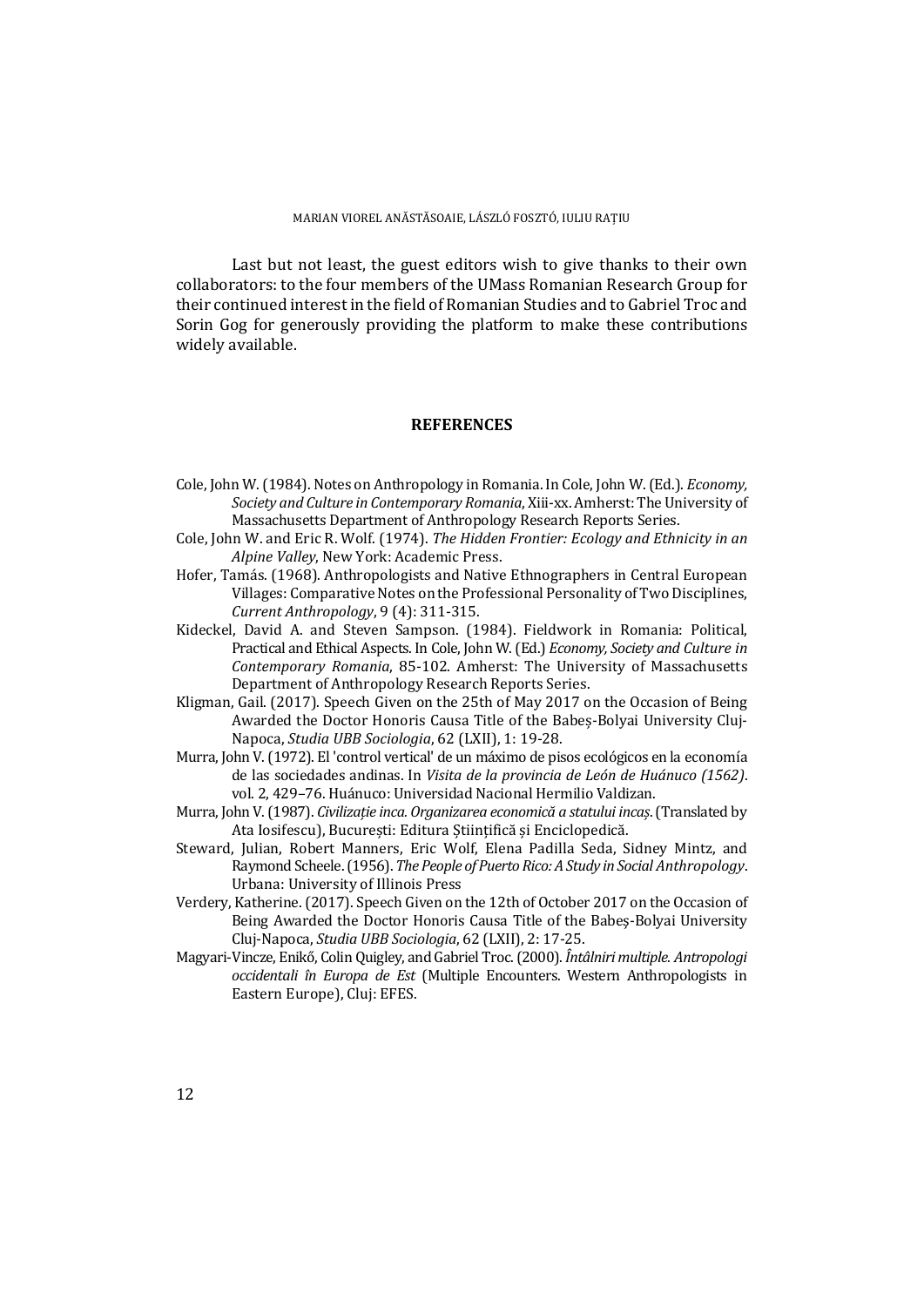Last but not least, the guest editors wish to give thanks to their own collaborators: to the four members of the UMass Romanian Research Group for their continued interest in the field of Romanian Studies and to Gabriel Troc and Sorin Gog for generously providing the platform to make these contributions widely available.

## REFERENCES

Cole, John W. (1984). Notes on Anthropology in Romania. In Cole, John W. (Ed.). *Economy, Society and Culture in Contemporary Romania*, Xiii-xx. Amherst: The University of Massachusetts Department of Anthropology Research Reports Series.

Cole, John W. and Eric R. Wolf. (1974). *The Hidden Frontier: Ecology and Ethnicity in an Alpine Valley*, New York: Academic Press.

Hofer, Tamás. (1968). Anthropologists and Native Ethnographers in Central European Villages: Comparative Notes on the Professional Personality of Two Disciplines, *Current Anthropology*, 9 (4): 311-315.

Kideckel, David A. and Steven Sampson. (1984). Fieldwork in Romania: Political, Practical and Ethical Aspects. In Cole, John W. (Ed.) *Economy, Society and Culture in Contemporary Romania*, 85-102. Amherst: The University of Massachusetts Department of Anthropology Research Reports Series.

Kligman, Gail. (2017). Speech Given on the 25th of May 2017 on the Occasion of Being Awarded the Doctor Honoris Causa Title of the Babeș-Bolyai University Cluj-Napoca, *Studia UBB Sociologia*, 62 (LXII), 1: 19-28.

Murra, John V. (1972). El 'control vertical' de un máximo de pisos ecológicos en la economía de las sociedades andinas. In *Visita de la provincia de León de Huánuco (1562)*. vol. 2, 429–76. Huánuco: Universidad Nacional Hermilio Valdizan.

Murra, John V. (1987). *Civilizație inca. Organizarea economică a statului incaș*. (Translated by Ata Iosifescu), București: Editura Științifică și Enciclopedică.

Steward, Julian, Robert Manners, Eric Wolf, Elena Padilla Seda, Sidney Mintz, and Raymond Scheele. (1956). *The People of Puerto Rico: A Study in Social Anthropology*. Urbana: University of Illinois Press

Verdery, Katherine. (2017). Speech Given on the 12th of October 2017 on the Occasion of Being Awarded the Doctor Honoris Causa Title of the Babeș-Bolyai University Cluj-Napoca, *Studia UBB Sociologia*, 62 (LXII), 2: 17-25.

Magyari-Vincze, Enikő, Colin Quigley, and Gabriel Troc. (2000). *Întâlniri multiple. Antropologi occidentali în Europa de Est* (Multiple Encounters. Western Anthropologists in Eastern Europe), Cluj: EFES.